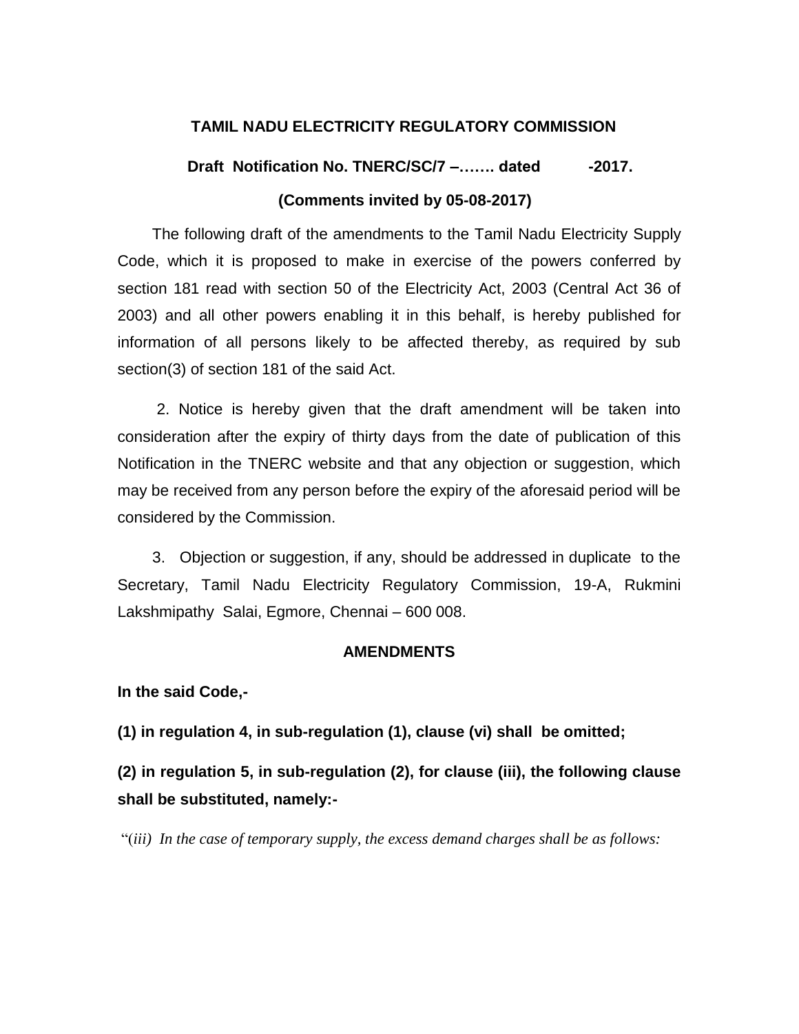**TAMIL NADU ELECTRICITY REGULATORY COMMISSION**

**Draft Notification No. TNERC/SC/7 –……. dated -2017.**

**(Comments invited by 05-08-2017)**

The following draft of the amendments to the Tamil Nadu Electricity Supply Code, which it is proposed to make in exercise of the powers conferred by section 181 read with section 50 of the Electricity Act, 2003 (Central Act 36 of 2003) and all other powers enabling it in this behalf, is hereby published for information of all persons likely to be affected thereby, as required by sub section(3) of section 181 of the said Act.

2. Notice is hereby given that the draft amendment will be taken into consideration after the expiry of thirty days from the date of publication of this Notification in the TNERC website and that any objection or suggestion, which may be received from any person before the expiry of the aforesaid period will be considered by the Commission.

3. Objection or suggestion, if any, should be addressed in duplicate to the Secretary, Tamil Nadu Electricity Regulatory Commission, 19-A, Rukmini Lakshmipathy Salai, Egmore, Chennai – 600 008.

**AMENDMENTS**

**In the said Code,-**

**(1) in regulation 4, in sub-regulation (1), clause (vi) shall be omitted;**

**(2) in regulation 5, in sub-regulation (2), for clause (iii), the following clause shall be substituted, namely:-**

"*(iii) In the case of temporary supply, the excess demand charges shall be as follows:*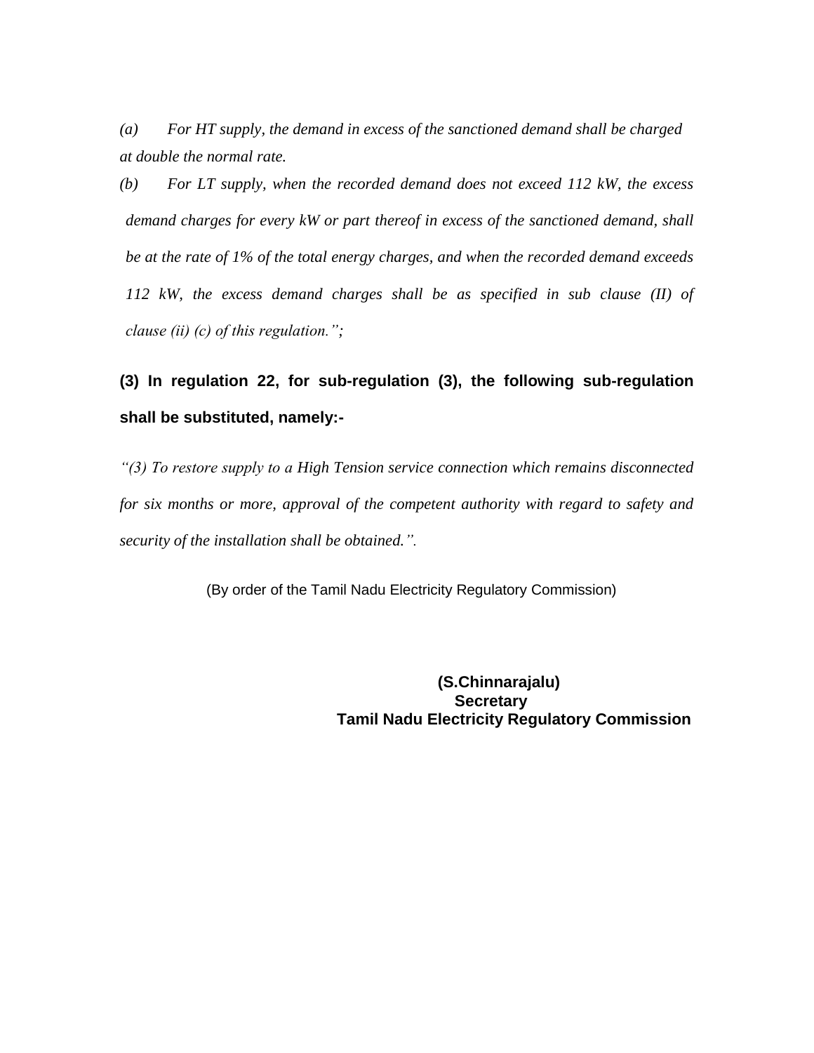*(a) For HT supply, the demand in excess of the sanctioned demand shall be charged at double the normal rate.*

*(b) For LT supply, when the recorded demand does not exceed 112 kW, the excess demand charges for every kW or part thereof in excess of the sanctioned demand, shall be at the rate of 1% of the total energy charges, and when the recorded demand exceeds 112 kW, the excess demand charges shall be as specified in sub clause (II) of clause (ii) (c) of this regulation.";*

**(3) In regulation 22, for sub-regulation (3), the following sub-regulation shall be substituted, namely:-**

*"(3) To restore supply to a High Tension service connection which remains disconnected for six months or more, approval of the competent authority with regard to safety and security of the installation shall be obtained.".*

(By order of the Tamil Nadu Electricity Regulatory Commission)

**(S.Chinnarajalu)**
**Secretary**
**Tamil Nadu Electricity Regulatory Commission**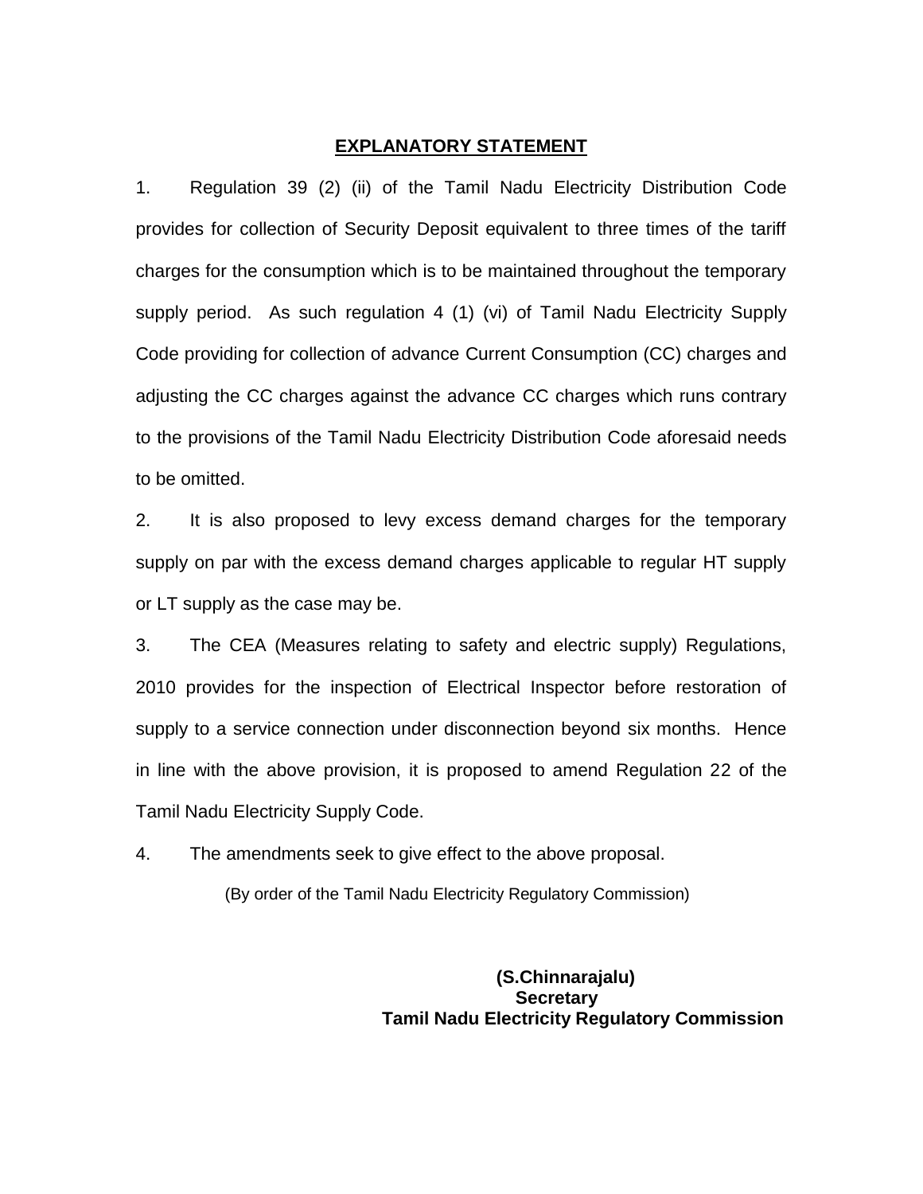## EXPLANATORY STATEMENT

1. Regulation 39 (2) (ii) of the Tamil Nadu Electricity Distribution Code provides for collection of Security Deposit equivalent to three times of the tariff charges for the consumption which is to be maintained throughout the temporary supply period. As such regulation 4 (1) (vi) of Tamil Nadu Electricity Supply Code providing for collection of advance Current Consumption (CC) charges and adjusting the CC charges against the advance CC charges which runs contrary to the provisions of the Tamil Nadu Electricity Distribution Code aforesaid needs to be omitted.

2. It is also proposed to levy excess demand charges for the temporary supply on par with the excess demand charges applicable to regular HT supply or LT supply as the case may be.

3. The CEA (Measures relating to safety and electric supply) Regulations, 2010 provides for the inspection of Electrical Inspector before restoration of supply to a service connection under disconnection beyond six months. Hence in line with the above provision, it is proposed to amend Regulation 22 of the Tamil Nadu Electricity Supply Code.

4. The amendments seek to give effect to the above proposal.

(By order of the Tamil Nadu Electricity Regulatory Commission)

**(S.Chinnarajalu)**
**Secretary**
**Tamil Nadu Electricity Regulatory Commission**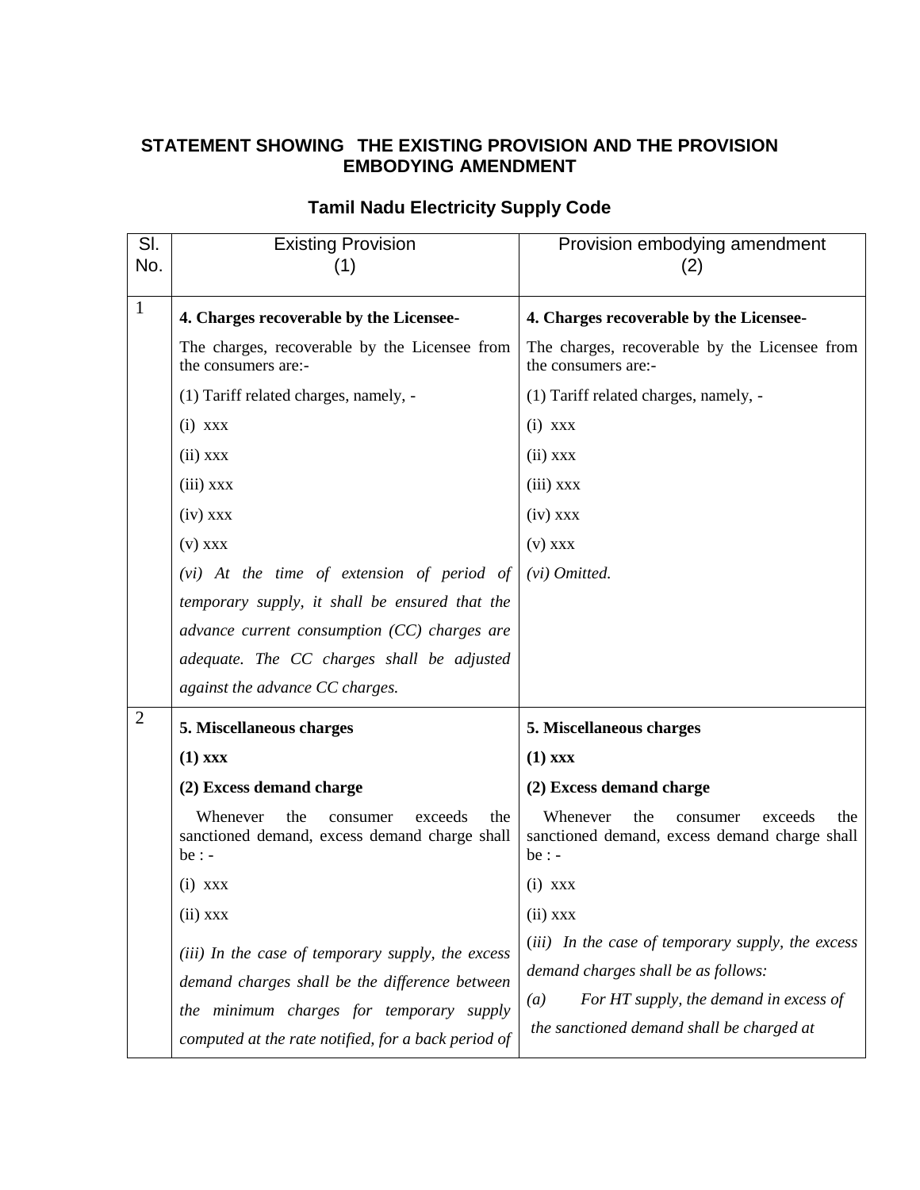**STATEMENT SHOWING THE EXISTING PROVISION AND THE PROVISION EMBODYING AMENDMENT**

**Tamil Nadu Electricity Supply Code**

| Sl. No. | Existing Provision (1) | Provision embodying amendment (2) |
|---|---|---|
| 1 | **4. Charges recoverable by the Licensee-**<br>The charges, recoverable by the Licensee from the consumers are:-<br>(1) Tariff related charges, namely, -<br>(i) xxx<br>(ii) xxx<br>(iii) xxx<br>(iv) xxx<br>(v) xxx<br>*(vi) At the time of extension of period of temporary supply, it shall be ensured that the advance current consumption (CC) charges are adequate. The CC charges shall be adjusted against the advance CC charges.* | **4. Charges recoverable by the Licensee-**<br>The charges, recoverable by the Licensee from the consumers are:-<br>(1) Tariff related charges, namely, -<br>(i) xxx<br>(ii) xxx<br>(iii) xxx<br>(iv) xxx<br>(v) xxx<br>*(vi) Omitted.* |
| 2 | **5. Miscellaneous charges**<br>**(1) xxx**<br>**(2) Excess demand charge**<br>Whenever the consumer exceeds the sanctioned demand, excess demand charge shall be : -<br>(i) xxx<br>(ii) xxx<br>*(iii) In the case of temporary supply, the excess demand charges shall be the difference between the minimum charges for temporary supply computed at the rate notified, for a back period of* | **5. Miscellaneous charges**<br>**(1) xxx**<br>**(2) Excess demand charge**<br>Whenever the consumer exceeds the sanctioned demand, excess demand charge shall be : -<br>(i) xxx<br>(ii) xxx<br>*(iii) In the case of temporary supply, the excess demand charges shall be as follows:*<br>*(a) For HT supply, the demand in excess of the sanctioned demand shall be charged at* |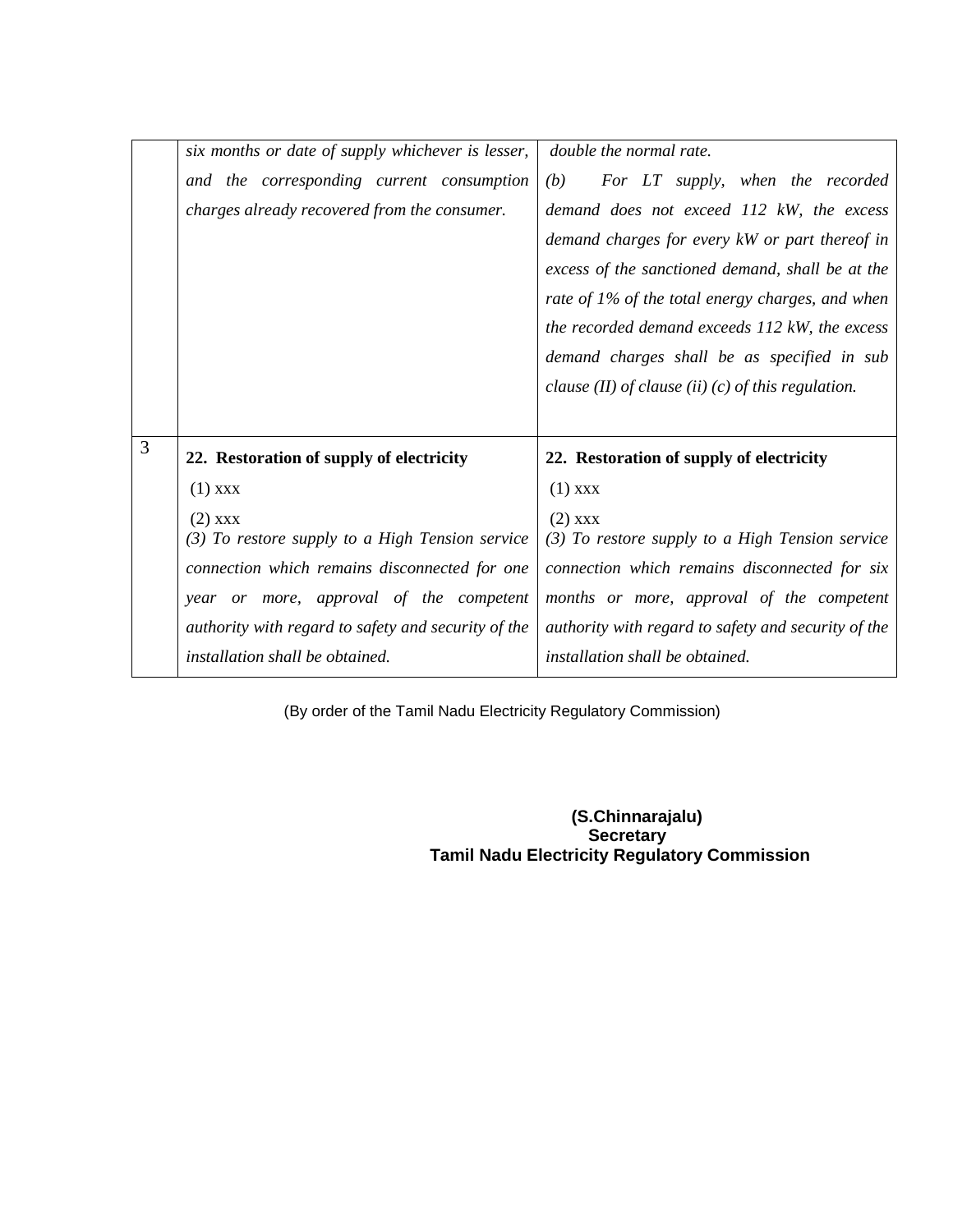| | | |
|---|---|---|
| | *six months or date of supply whichever is lesser, and the corresponding current consumption charges already recovered from the consumer.* | *double the normal rate.*<br>*(b) For LT supply, when the recorded demand does not exceed 112 kW, the excess demand charges for every kW or part thereof in excess of the sanctioned demand, shall be at the rate of 1% of the total energy charges, and when the recorded demand exceeds 112 kW, the excess demand charges shall be as specified in sub clause (II) of clause (ii) (c) of this regulation.* |
| 3 | **22. Restoration of supply of electricity**<br>(1) xxx<br>(2) xxx<br>*(3) To restore supply to a High Tension service connection which remains disconnected for one year or more, approval of the competent authority with regard to safety and security of the installation shall be obtained.* | **22. Restoration of supply of electricity**<br>(1) xxx<br>(2) xxx<br>*(3) To restore supply to a High Tension service connection which remains disconnected for six months or more, approval of the competent authority with regard to safety and security of the installation shall be obtained.* |

(By order of the Tamil Nadu Electricity Regulatory Commission)

**(S.Chinnarajalu)**
**Secretary**
**Tamil Nadu Electricity Regulatory Commission**